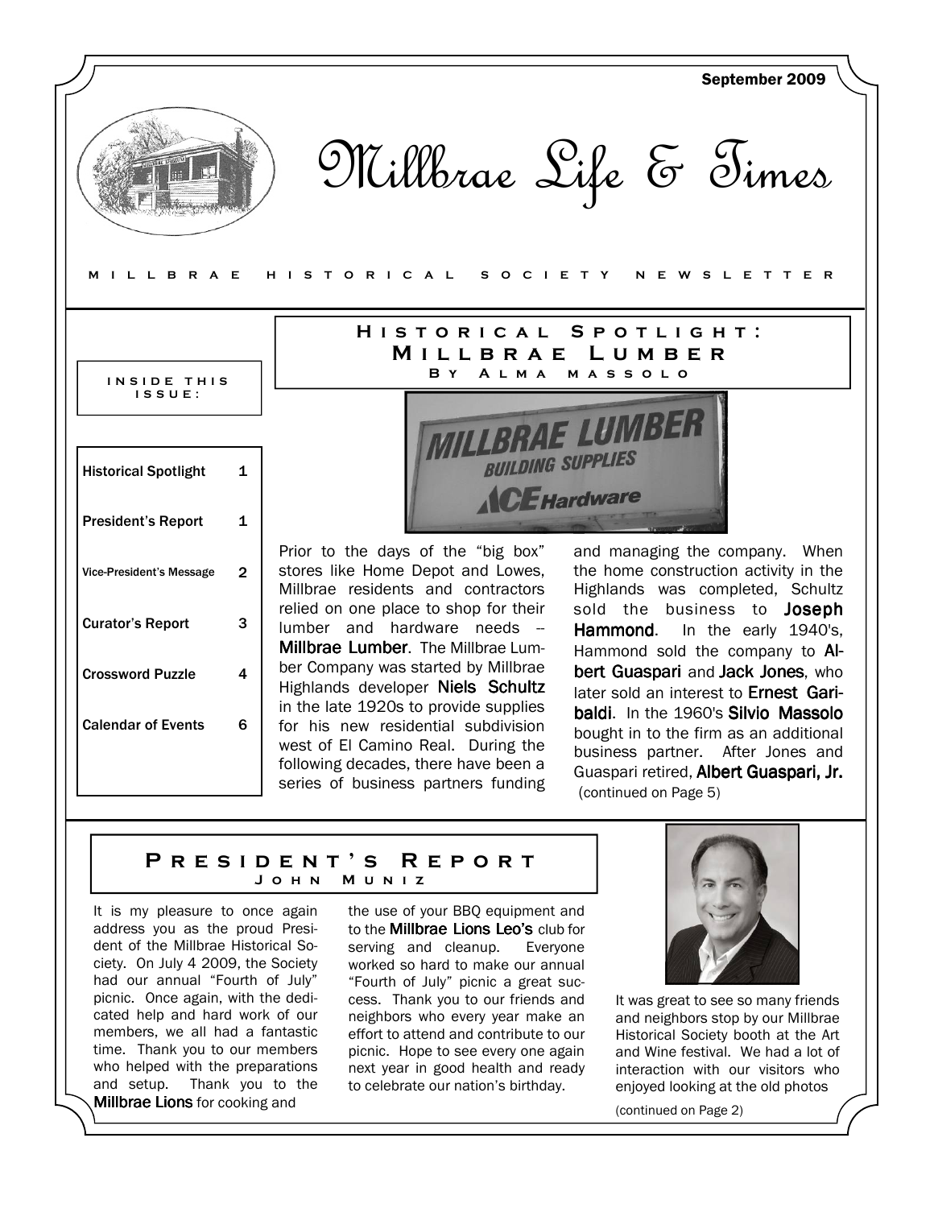September 2009

# Millbrae Life & Times

MILLBRAE HISTORICAL SOCIETY NEWSLETTER

**INSIDE THIS ISSUE:**

| | |
|---|---|
| Historical Spotlight | 1 |
| President's Report | 1 |
| Vice-President's Message | 2 |
| Curator's Report | 3 |
| Crossword Puzzle | 4 |
| Calendar of Events | 6 |

## Historical Spotlight: Millbrae Lumber

### By Alma Massolo

Prior to the days of the "big box" stores like Home Depot and Lowes, Millbrae residents and contractors relied on one place to shop for their lumber and hardware needs -- **Millbrae Lumber**. The Millbrae Lumber Company was started by Millbrae Highlands developer **Niels Schultz** in the late 1920s to provide supplies for his new residential subdivision west of El Camino Real. During the following decades, there have been a series of business partners funding and managing the company. When the home construction activity in the Highlands was completed, Schultz sold the business to **Joseph Hammond**. In the early 1940's, Hammond sold the company to **Albert Guaspari** and **Jack Jones**, who later sold an interest to **Ernest Garibaldi**. In the 1960's **Silvio Massolo** bought in to the firm as an additional business partner. After Jones and Guaspari retired, **Albert Guaspari, Jr.**

(continued on Page 5)

## President's Report

### John Muniz

It is my pleasure to once again address you as the proud President of the Millbrae Historical Society. On July 4 2009, the Society had our annual "Fourth of July" picnic. Once again, with the dedicated help and hard work of our members, we all had a fantastic time. Thank you to our members who helped with the preparations and setup. Thank you to the **Millbrae Lions** for cooking and the use of your BBQ equipment and to the **Millbrae Lions Leo's** club for serving and cleanup. Everyone worked so hard to make our annual "Fourth of July" picnic a great success. Thank you to our friends and neighbors who every year make an effort to attend and contribute to our picnic. Hope to see every one again next year in good health and ready to celebrate our nation's birthday.

It was great to see so many friends and neighbors stop by our Millbrae Historical Society booth at the Art and Wine festival. We had a lot of interaction with our visitors who enjoyed looking at the old photos

(continued on Page 2)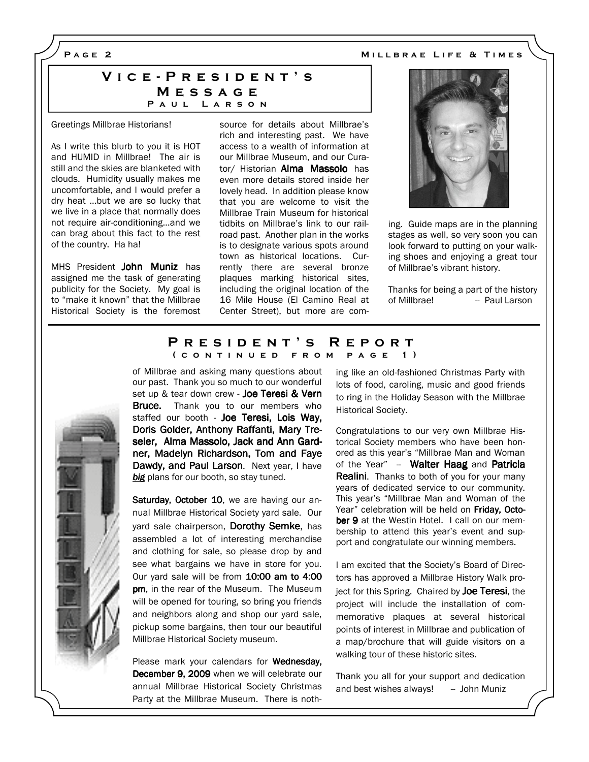## Vice-President's Message

### Paul Larson

Greetings Millbrae Historians!

As I write this blurb to you it is HOT and HUMID in Millbrae! The air is still and the skies are blanketed with clouds. Humidity usually makes me uncomfortable, and I would prefer a dry heat ...but we are so lucky that we live in a place that normally does not require air-conditioning...and we can brag about this fact to the rest of the country. Ha ha!

MHS President **John Muniz** has assigned me the task of generating publicity for the Society. My goal is to "make it known" that the Millbrae Historical Society is the foremost source for details about Millbrae's rich and interesting past. We have access to a wealth of information at our Millbrae Museum, and our Curator/ Historian **Alma Massolo** has even more details stored inside her lovely head. In addition please know that you are welcome to visit the Millbrae Train Museum for historical tidbits on Millbrae's link to our railroad past. Another plan in the works is to designate various spots around town as historical locations. Currently there are several bronze plaques marking historical sites, including the original location of the 16 Mile House (El Camino Real at Center Street), but more are coming. Guide maps are in the planning stages as well, so very soon you can look forward to putting on your walking shoes and enjoying a great tour of Millbrae's vibrant history.

Thanks for being a part of the history of Millbrae! -- Paul Larson

## President's Report

### (continued from page 1)

of Millbrae and asking many questions about our past. Thank you so much to our wonderful set up & tear down crew - **Joe Teresi & Vern Bruce.** Thank you to our members who staffed our booth - **Joe Teresi, Lois Way, Doris Golder, Anthony Raffanti, Mary Treseler, Alma Massolo, Jack and Ann Gardner, Madelyn Richardson, Tom and Faye Dawdy, and Paul Larson**. Next year, I have ***big*** plans for our booth, so stay tuned.

**Saturday, October 10**, we are having our annual Millbrae Historical Society yard sale. Our yard sale chairperson, **Dorothy Semke**, has assembled a lot of interesting merchandise and clothing for sale, so please drop by and see what bargains we have in store for you. Our yard sale will be from **10:00 am to 4:00 pm**, in the rear of the Museum. The Museum will be opened for touring, so bring you friends and neighbors along and shop our yard sale, pickup some bargains, then tour our beautiful Millbrae Historical Society museum.

Please mark your calendars for **Wednesday, December 9, 2009** when we will celebrate our annual Millbrae Historical Society Christmas Party at the Millbrae Museum. There is nothing like an old-fashioned Christmas Party with lots of food, caroling, music and good friends to ring in the Holiday Season with the Millbrae Historical Society.

Congratulations to our very own Millbrae Historical Society members who have been honored as this year's "Millbrae Man and Woman of the Year" -- **Walter Haag** and **Patricia Realini**. Thanks to both of you for your many years of dedicated service to our community. This year's "Millbrae Man and Woman of the Year" celebration will be held on **Friday, October 9** at the Westin Hotel. I call on our membership to attend this year's event and support and congratulate our winning members.

I am excited that the Society's Board of Directors has approved a Millbrae History Walk project for this Spring. Chaired by **Joe Teresi**, the project will include the installation of commemorative plaques at several historical points of interest in Millbrae and publication of a map/brochure that will guide visitors on a walking tour of these historic sites.

Thank you all for your support and dedication and best wishes always! -- John Muniz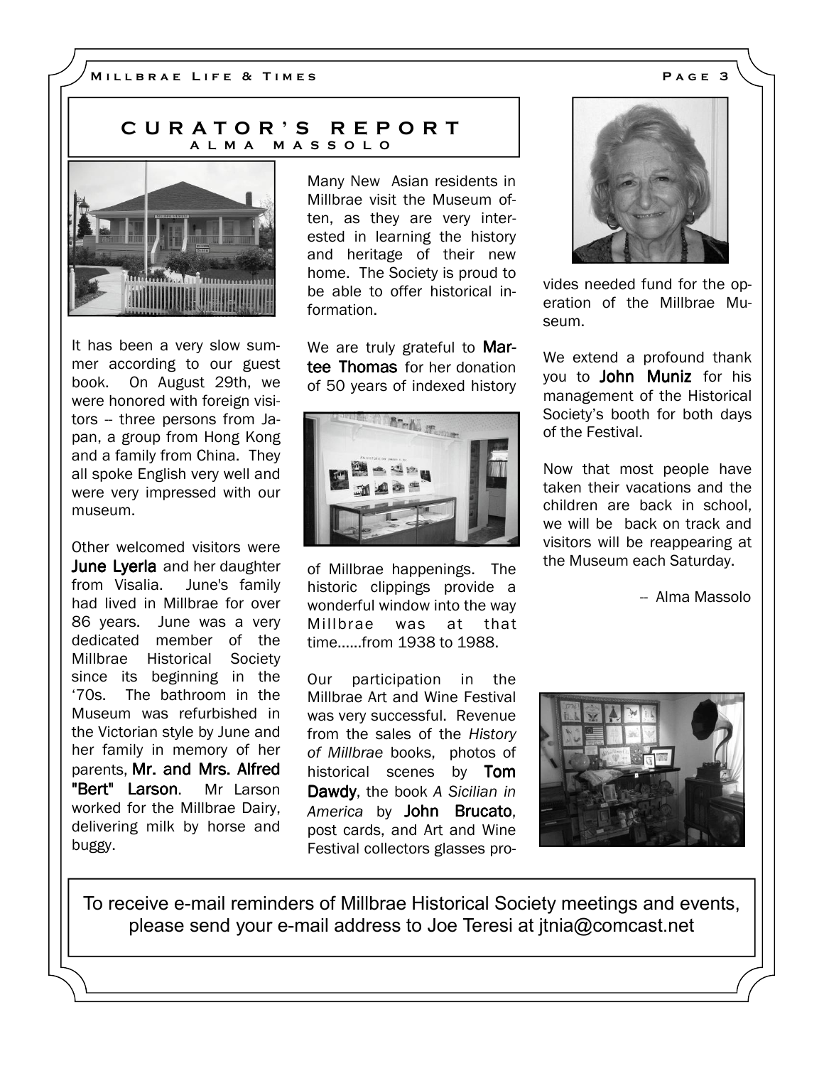## CURATOR'S REPORT

### ALMA MASSOLO

It has been a very slow summer according to our guest book. On August 29th, we were honored with foreign visitors -- three persons from Japan, a group from Hong Kong and a family from China. They all spoke English very well and were very impressed with our museum.

Other welcomed visitors were **June Lyerla** and her daughter from Visalia. June's family had lived in Millbrae for over 86 years. June was a very dedicated member of the Millbrae Historical Society since its beginning in the '70s. The bathroom in the Museum was refurbished in the Victorian style by June and her family in memory of her parents, **Mr. and Mrs. Alfred "Bert" Larson**. Mr Larson worked for the Millbrae Dairy, delivering milk by horse and buggy.

Many New Asian residents in Millbrae visit the Museum often, as they are very interested in learning the history and heritage of their new home. The Society is proud to be able to offer historical information.

We are truly grateful to **Martee Thomas** for her donation of 50 years of indexed history of Millbrae happenings. The historic clippings provide a wonderful window into the way Millbrae was at that time......from 1938 to 1988.

Our participation in the Millbrae Art and Wine Festival was very successful. Revenue from the sales of the *History of Millbrae* books, photos of historical scenes by **Tom Dawdy**, the book *A Sicilian in America* by **John Brucato**, post cards, and Art and Wine Festival collectors glasses provides needed fund for the operation of the Millbrae Museum.

We extend a profound thank you to **John Muniz** for his management of the Historical Society's booth for both days of the Festival.

Now that most people have taken their vacations and the children are back in school, we will be back on track and visitors will be reappearing at the Museum each Saturday.

-- Alma Massolo

To receive e-mail reminders of Millbrae Historical Society meetings and events, please send your e-mail address to Joe Teresi at jtnia@comcast.net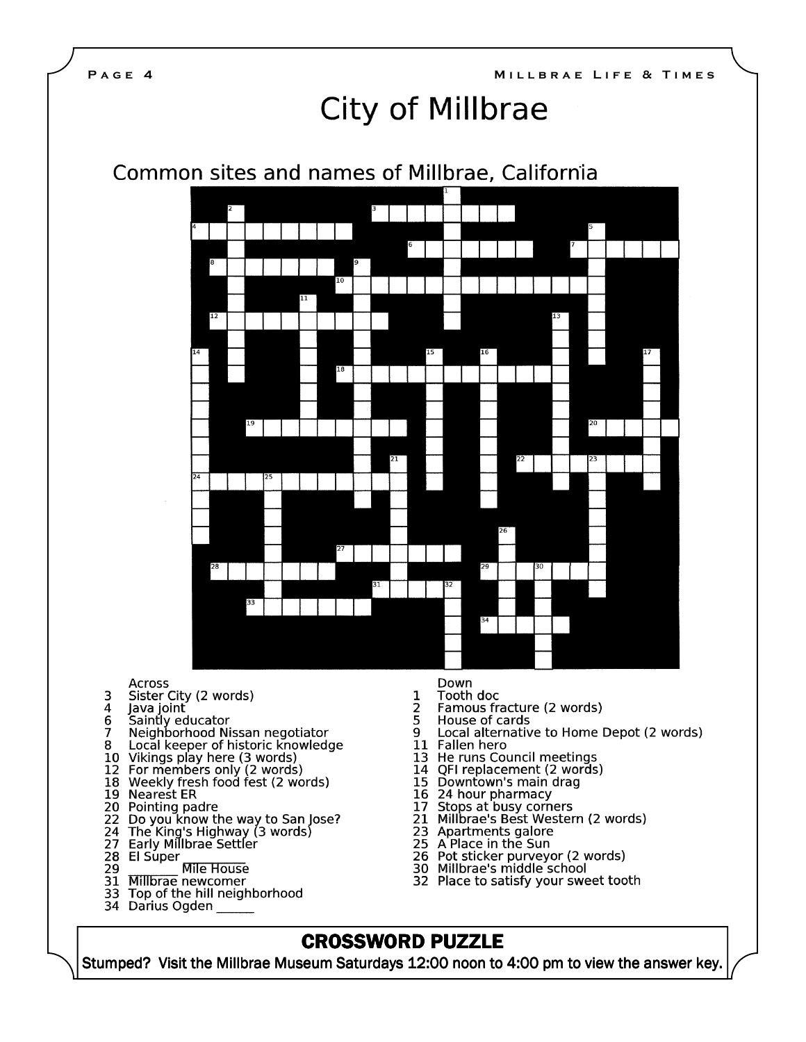# City of Millbrae

## Common sites and names of Millbrae, California

**Across**

3 Sister City (2 words)
4 Java joint
6 Saintly educator
7 Neighborhood Nissan negotiator
8 Local keeper of historic knowledge
10 Vikings play here (3 words)
12 For members only (2 words)
18 Weekly fresh food fest (2 words)
19 Nearest ER
20 Pointing padre
22 Do you know the way to San Jose?
24 The King's Highway (3 words)
27 Early Millbrae Settler
28 El Super ________
29 ________ Mile House
31 Millbrae newcomer
33 Top of the hill neighborhood
34 Darius Ogden ______

**Down**

1 Tooth doc
2 Famous fracture (2 words)
5 House of cards
9 Local alternative to Home Depot (2 words)
11 Fallen hero
13 He runs Council meetings
14 QFI replacement (2 words)
15 Downtown's main drag
16 24 hour pharmacy
17 Stops at busy corners
21 Millbrae's Best Western (2 words)
23 Apartments galore
25 A Place in the Sun
26 Pot sticker purveyor (2 words)
30 Millbrae's middle school
32 Place to satisfy your sweet tooth

## CROSSWORD PUZZLE

**Stumped? Visit the Millbrae Museum Saturdays 12:00 noon to 4:00 pm to view the answer key.**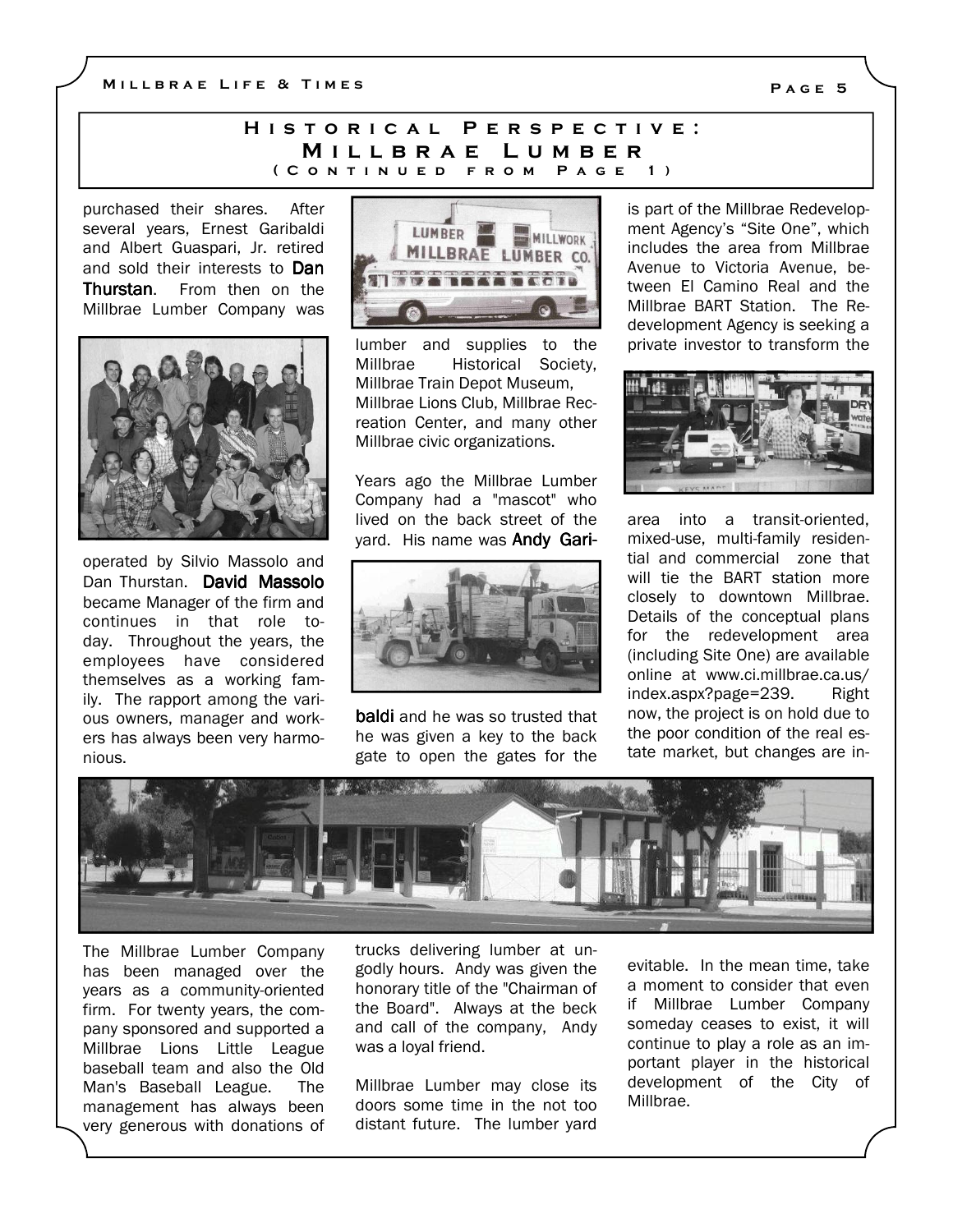## Historical Perspective: Millbrae Lumber
### (Continued from Page 1)

purchased their shares. After several years, Ernest Garibaldi and Albert Guaspari, Jr. retired and sold their interests to **Dan Thurstan**. From then on the Millbrae Lumber Company was operated by Silvio Massolo and Dan Thurstan. **David Massolo** became Manager of the firm and continues in that role today. Throughout the years, the employees have considered themselves as a working family. The rapport among the various owners, manager and workers has always been very harmonious.

The Millbrae Lumber Company has been managed over the years as a community-oriented firm. For twenty years, the company sponsored and supported a Millbrae Lions Little League baseball team and also the Old Man's Baseball League. The management has always been very generous with donations of lumber and supplies to the Millbrae Historical Society, Millbrae Train Depot Museum, Millbrae Lions Club, Millbrae Recreation Center, and many other Millbrae civic organizations.

Years ago the Millbrae Lumber Company had a "mascot" who lived on the back street of the yard. His name was **Andy Garibaldi** and he was so trusted that he was given a key to the back gate to open the gates for the trucks delivering lumber at ungodly hours. Andy was given the honorary title of the "Chairman of the Board". Always at the beck and call of the company, Andy was a loyal friend.

Millbrae Lumber may close its doors some time in the not too distant future. The lumber yard is part of the Millbrae Redevelopment Agency's "Site One", which includes the area from Millbrae Avenue to Victoria Avenue, between El Camino Real and the Millbrae BART Station. The Redevelopment Agency is seeking a private investor to transform the area into a transit-oriented, mixed-use, multi-family residential and commercial zone that will tie the BART station more closely to downtown Millbrae. Details of the conceptual plans for the redevelopment area (including Site One) are available online at www.ci.millbrae.ca.us/index.aspx?page=239. Right now, the project is on hold due to the poor condition of the real estate market, but changes are inevitable. In the mean time, take a moment to consider that even if Millbrae Lumber Company someday ceases to exist, it will continue to play a role as an important player in the historical development of the City of Millbrae.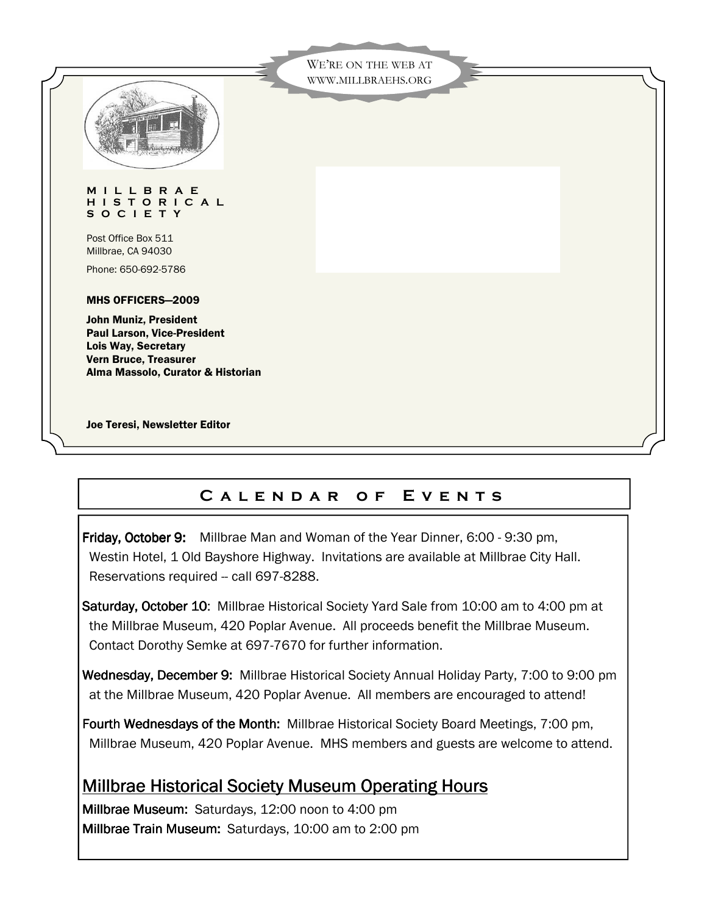WE'RE ON THE WEB AT WWW.MILLBRAEHS.ORG

**MILLBRAE HISTORICAL SOCIETY**

Post Office Box 511
Millbrae, CA 94030

Phone: 650-692-5786

**MHS OFFICERS—2009**

**John Muniz, President**
**Paul Larson, Vice-President**
**Lois Way, Secretary**
**Vern Bruce, Treasurer**
**Alma Massolo, Curator & Historian**

**Joe Teresi, Newsletter Editor**

## Calendar of Events

**Friday, October 9:** Millbrae Man and Woman of the Year Dinner, 6:00 - 9:30 pm, Westin Hotel, 1 Old Bayshore Highway. Invitations are available at Millbrae City Hall. Reservations required -- call 697-8288.

**Saturday, October 10**: Millbrae Historical Society Yard Sale from 10:00 am to 4:00 pm at the Millbrae Museum, 420 Poplar Avenue. All proceeds benefit the Millbrae Museum. Contact Dorothy Semke at 697-7670 for further information.

**Wednesday, December 9:** Millbrae Historical Society Annual Holiday Party, 7:00 to 9:00 pm at the Millbrae Museum, 420 Poplar Avenue. All members are encouraged to attend!

**Fourth Wednesdays of the Month:** Millbrae Historical Society Board Meetings, 7:00 pm, Millbrae Museum, 420 Poplar Avenue. MHS members and guests are welcome to attend.

## Millbrae Historical Society Museum Operating Hours

**Millbrae Museum:** Saturdays, 12:00 noon to 4:00 pm
**Millbrae Train Museum:** Saturdays, 10:00 am to 2:00 pm